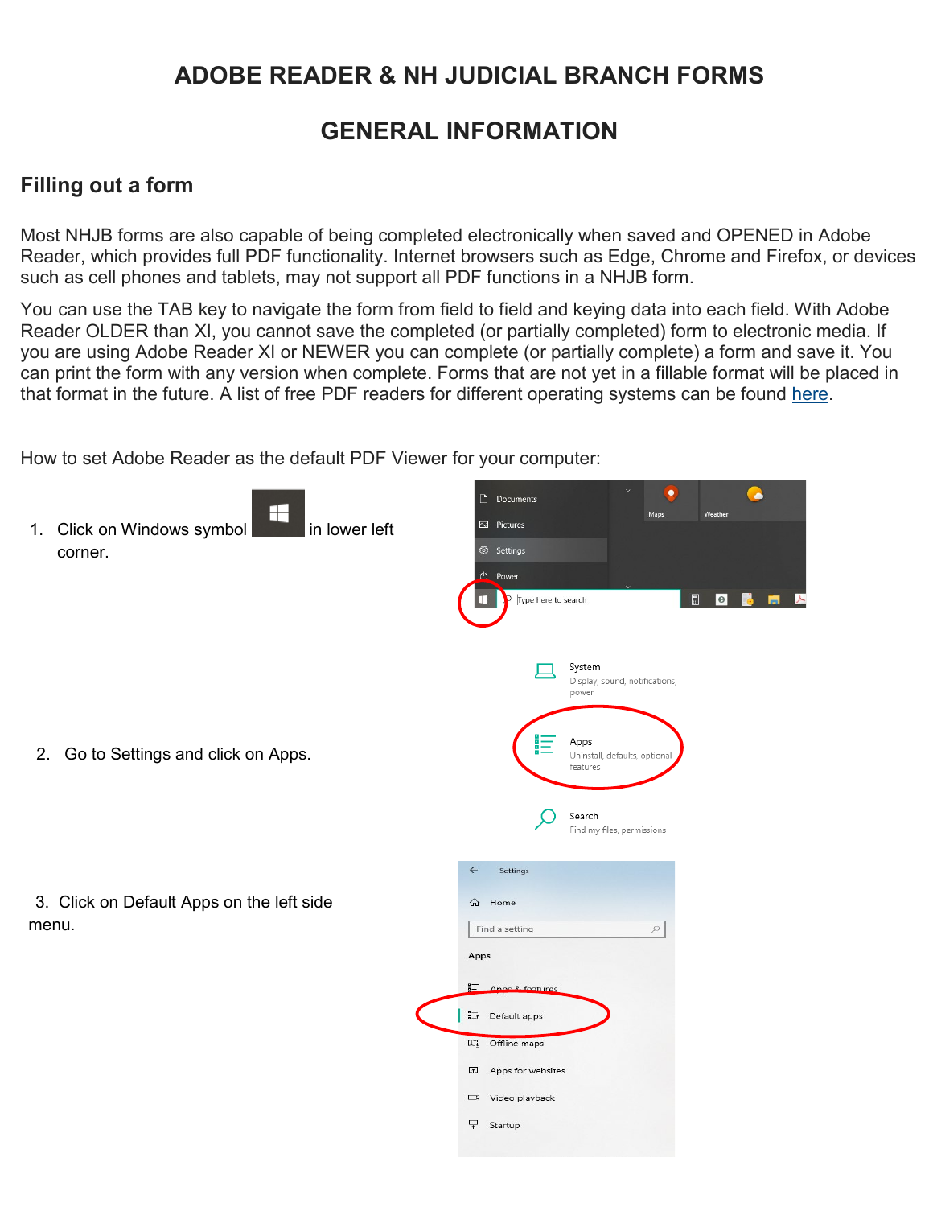# ADOBE READER & NH JUDICIAL BRANCH FORMS

# GENERAL INFORMATION

## Filling out a form

Most NHJB forms are also capable of being completed electronically when saved and OPENED in Adobe Reader, which provides full PDF functionality. Internet browsers such as Edge, Chrome and Firefox, or devices such as cell phones and tablets, may not support all PDF functions in a NHJB form.

You can use the TAB key to navigate the form from field to field and keying data into each field. With Adobe Reader OLDER than XI, you cannot save the completed (or partially completed) form to electronic media. If you are using Adobe Reader XI or NEWER you can complete (or partially complete) a form and save it. You can print the form with any version when complete. Forms that are not yet in a fillable format will be placed in that format in the future. A list of free PDF readers for different operating systems can be found here.

How to set Adobe Reader as the default PDF Viewer for your computer:

1. Click on Windows symbol in lower left corner.

2. Go to Settings and click on Apps.

3. Click on Default Apps on the left side menu.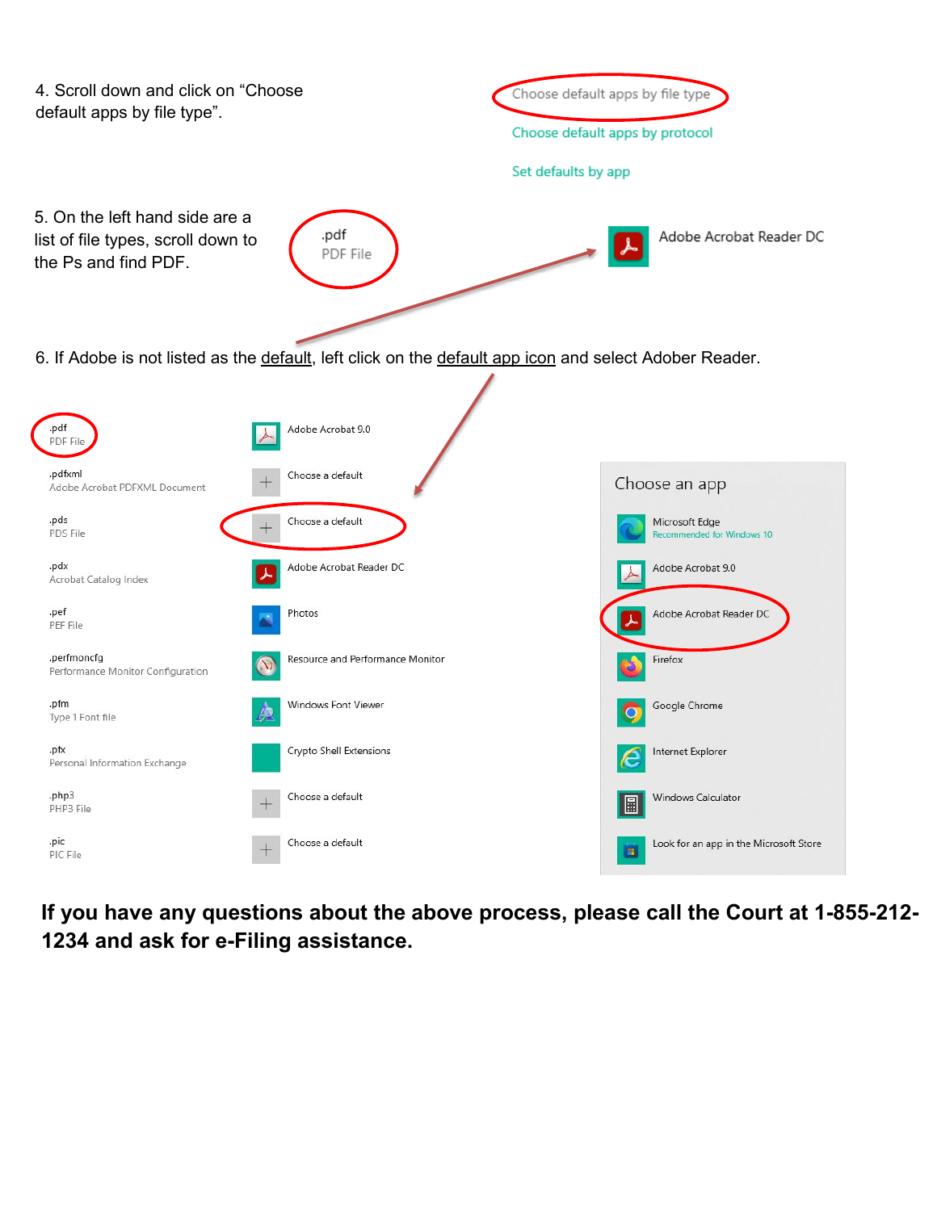4. Scroll down and click on “Choose default apps by file type”.

Choose default apps by file type

Choose default apps by protocol

Set defaults by app

5. On the left hand side are a list of file types, scroll down to the Ps and find PDF.

.pdf
PDF File

Adobe Acrobat Reader DC

6. If Adobe is not listed as the default, left click on the default app icon and select Adober Reader.

| | |
|---|---|
| .pdf<br>PDF File | Adobe Acrobat 9.0 |
| .pdfxml<br>Adobe Acrobat PDFXML Document | Choose a default |
| .pds<br>PDS File | Choose a default |
| .pdx<br>Acrobat Catalog Index | Adobe Acrobat Reader DC |
| .pef<br>PEF File | Photos |
| .perfmoncfg<br>Performance Monitor Configuration | Resource and Performance Monitor |
| .pfm<br>Type 1 Font file | Windows Font Viewer |
| .pfx<br>Personal Information Exchange | Crypto Shell Extensions |
| .php3<br>PHP3 File | Choose a default |
| .pic<br>PIC File | Choose a default |

Choose an app

- Microsoft Edge
  Recommended for Windows 10
- Adobe Acrobat 9.0
- Adobe Acrobat Reader DC
- Firefox
- Google Chrome
- Internet Explorer
- Windows Calculator
- Look for an app in the Microsoft Store

**If you have any questions about the above process, please call the Court at 1-855-212-1234 and ask for e-Filing assistance.**